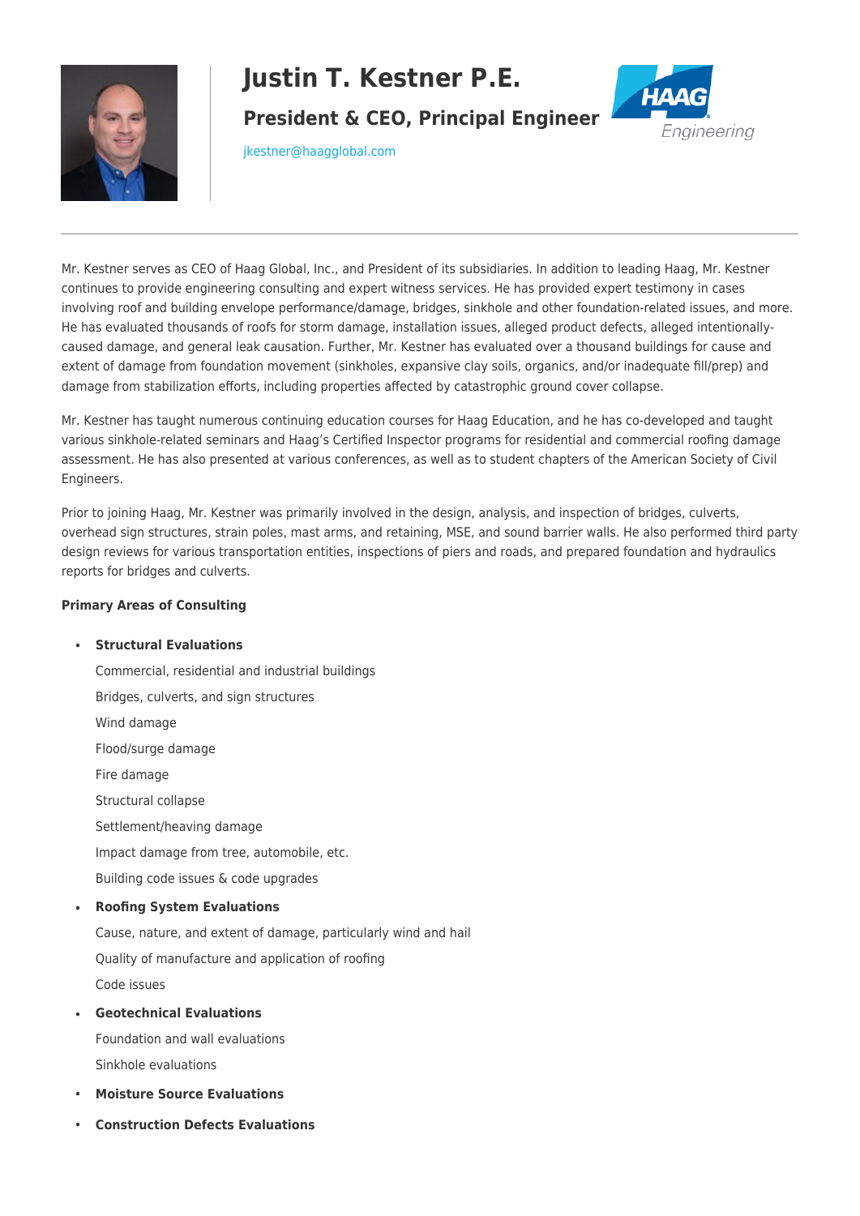# Justin T. Kestner P.E.

## President & CEO, Principal Engineer

jkestner@haagglobal.com

Mr. Kestner serves as CEO of Haag Global, Inc., and President of its subsidiaries. In addition to leading Haag, Mr. Kestner continues to provide engineering consulting and expert witness services. He has provided expert testimony in cases involving roof and building envelope performance/damage, bridges, sinkhole and other foundation-related issues, and more. He has evaluated thousands of roofs for storm damage, installation issues, alleged product defects, alleged intentionally-caused damage, and general leak causation. Further, Mr. Kestner has evaluated over a thousand buildings for cause and extent of damage from foundation movement (sinkholes, expansive clay soils, organics, and/or inadequate fill/prep) and damage from stabilization efforts, including properties affected by catastrophic ground cover collapse.

Mr. Kestner has taught numerous continuing education courses for Haag Education, and he has co-developed and taught various sinkhole-related seminars and Haag's Certified Inspector programs for residential and commercial roofing damage assessment. He has also presented at various conferences, as well as to student chapters of the American Society of Civil Engineers.

Prior to joining Haag, Mr. Kestner was primarily involved in the design, analysis, and inspection of bridges, culverts, overhead sign structures, strain poles, mast arms, and retaining, MSE, and sound barrier walls. He also performed third party design reviews for various transportation entities, inspections of piers and roads, and prepared foundation and hydraulics reports for bridges and culverts.

**Primary Areas of Consulting**

- **Structural Evaluations**

  Commercial, residential and industrial buildings

  Bridges, culverts, and sign structures

  Wind damage

  Flood/surge damage

  Fire damage

  Structural collapse

  Settlement/heaving damage

  Impact damage from tree, automobile, etc.

  Building code issues & code upgrades

- **Roofing System Evaluations**

  Cause, nature, and extent of damage, particularly wind and hail

  Quality of manufacture and application of roofing

  Code issues

- **Geotechnical Evaluations**

  Foundation and wall evaluations

  Sinkhole evaluations

- **Moisture Source Evaluations**

- **Construction Defects Evaluations**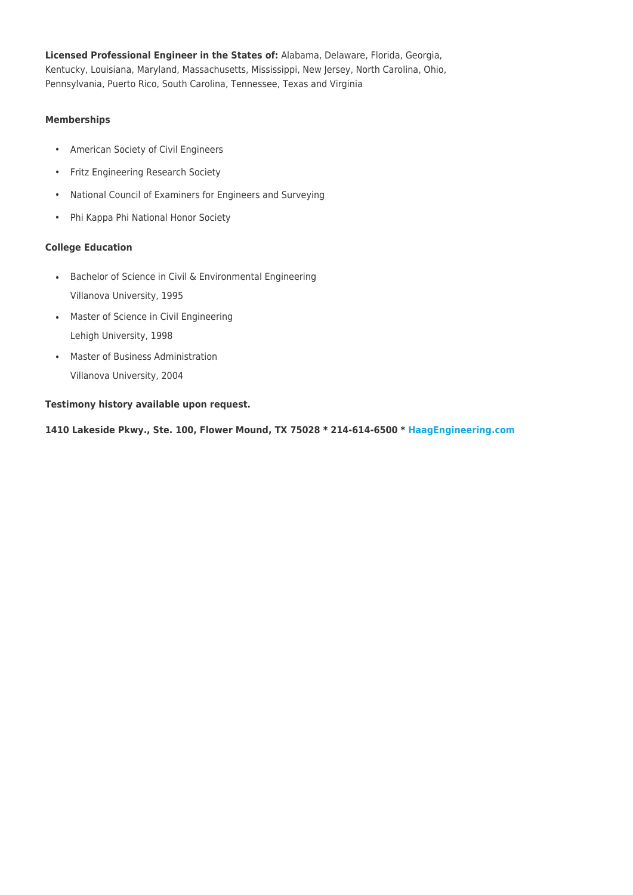**Licensed Professional Engineer in the States of:** Alabama, Delaware, Florida, Georgia, Kentucky, Louisiana, Maryland, Massachusetts, Mississippi, New Jersey, North Carolina, Ohio, Pennsylvania, Puerto Rico, South Carolina, Tennessee, Texas and Virginia

**Memberships**

- American Society of Civil Engineers
- Fritz Engineering Research Society
- National Council of Examiners for Engineers and Surveying
- Phi Kappa Phi National Honor Society

**College Education**

- Bachelor of Science in Civil & Environmental Engineering
  Villanova University, 1995
- Master of Science in Civil Engineering
  Lehigh University, 1998
- Master of Business Administration
  Villanova University, 2004

**Testimony history available upon request.**

**1410 Lakeside Pkwy., Ste. 100, Flower Mound, TX 75028 * 214-614-6500 * HaagEngineering.com**